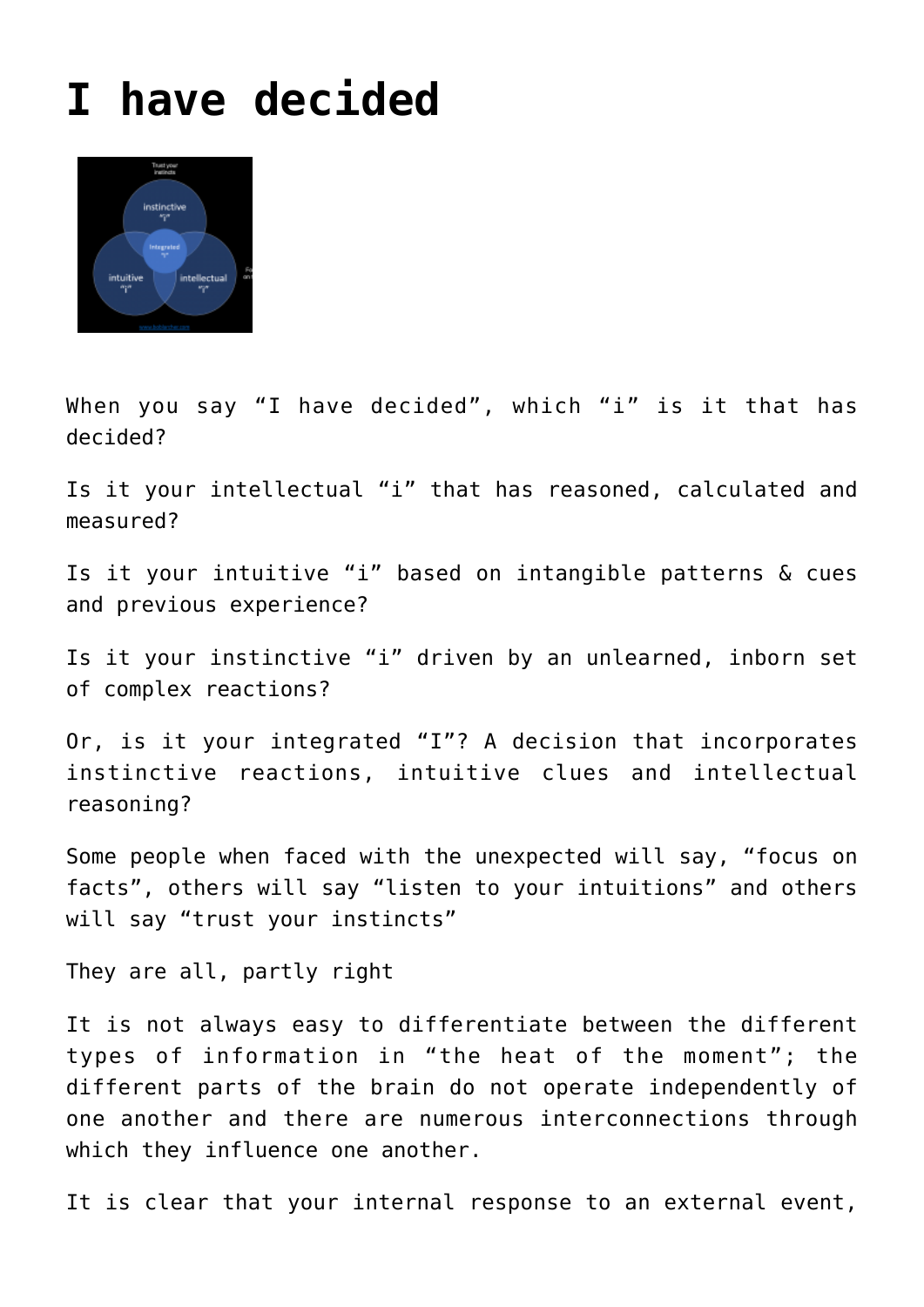# I have decided

When you say "I have decided", which "i" is it that has decided?

Is it your intellectual "i" that has reasoned, calculated and measured?

Is it your intuitive "i" based on intangible patterns & cues and previous experience?

Is it your instinctive "i" driven by an unlearned, inborn set of complex reactions?

Or, is it your integrated "I"? A decision that incorporates instinctive reactions, intuitive clues and intellectual reasoning?

Some people when faced with the unexpected will say, "focus on facts", others will say "listen to your intuitions" and others will say "trust your instincts"

They are all, partly right

It is not always easy to differentiate between the different types of information in "the heat of the moment"; the different parts of the brain do not operate independently of one another and there are numerous interconnections through which they influence one another.

It is clear that your internal response to an external event,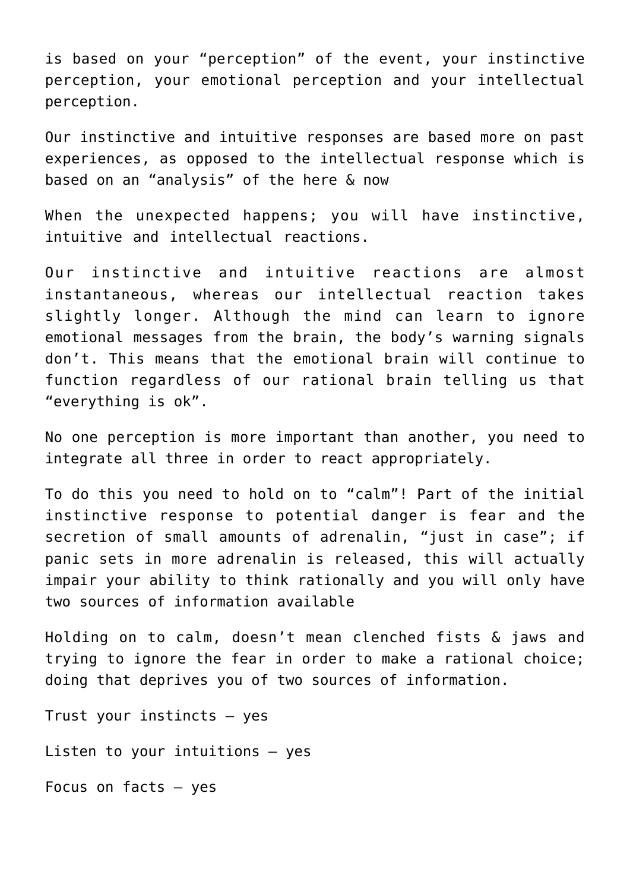is based on your “perception” of the event, your instinctive perception, your emotional perception and your intellectual perception.

Our instinctive and intuitive responses are based more on past experiences, as opposed to the intellectual response which is based on an “analysis” of the here & now

When the unexpected happens; you will have instinctive, intuitive and intellectual reactions.

Our instinctive and intuitive reactions are almost instantaneous, whereas our intellectual reaction takes slightly longer. Although the mind can learn to ignore emotional messages from the brain, the body’s warning signals don’t. This means that the emotional brain will continue to function regardless of our rational brain telling us that “everything is ok”.

No one perception is more important than another, you need to integrate all three in order to react appropriately.

To do this you need to hold on to “calm”! Part of the initial instinctive response to potential danger is fear and the secretion of small amounts of adrenalin, “just in case”; if panic sets in more adrenalin is released, this will actually impair your ability to think rationally and you will only have two sources of information available

Holding on to calm, doesn’t mean clenched fists & jaws and trying to ignore the fear in order to make a rational choice; doing that deprives you of two sources of information.

Trust your instincts – yes

Listen to your intuitions – yes

Focus on facts – yes